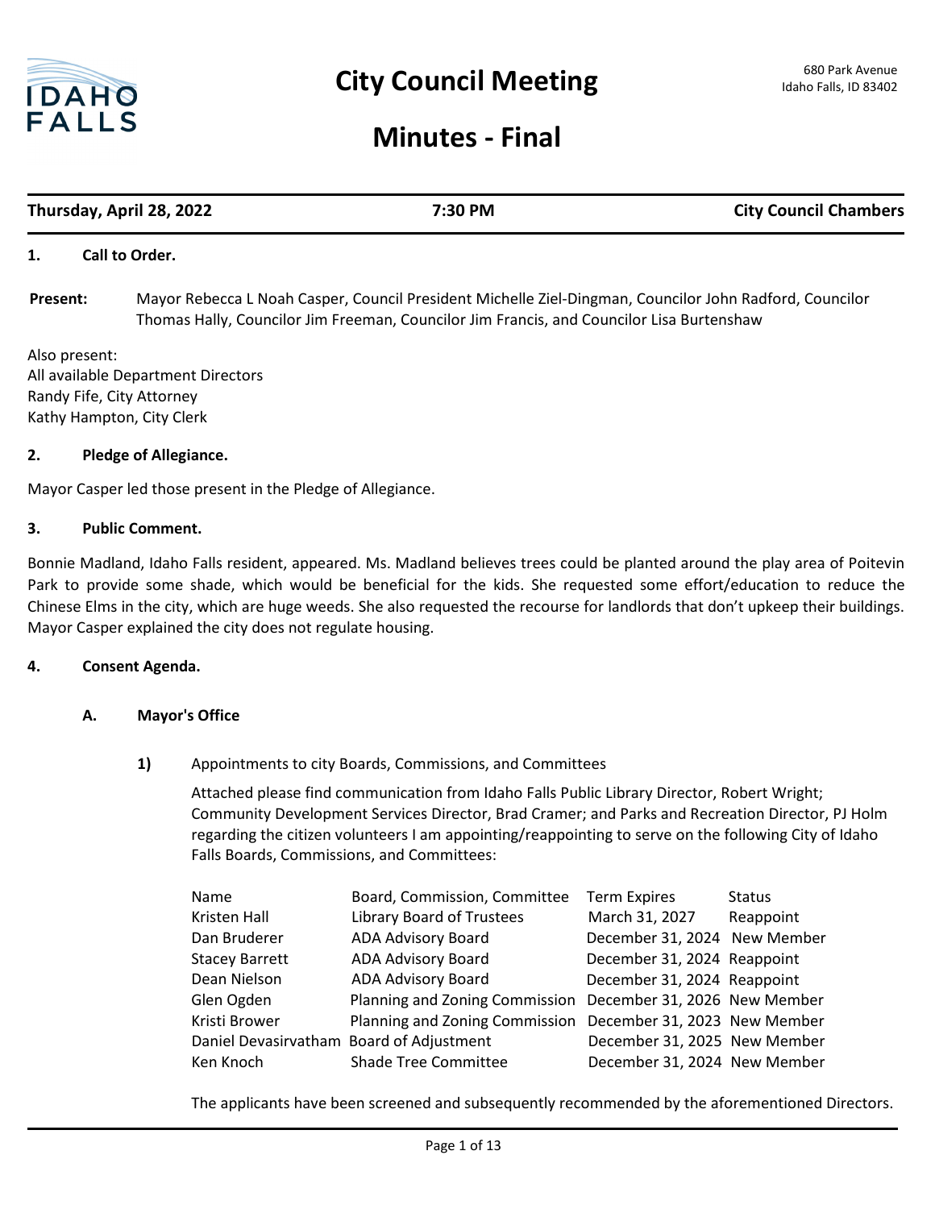# City Council Meeting

680 Park Avenue
Idaho Falls, ID 83402

# Minutes - Final

**Thursday, April 28, 2022** | **7:30 PM** | **City Council Chambers**

## 1. Call to Order.

**Present:** Mayor Rebecca L Noah Casper, Council President Michelle Ziel-Dingman, Councilor John Radford, Councilor Thomas Hally, Councilor Jim Freeman, Councilor Jim Francis, and Councilor Lisa Burtenshaw

Also present:
All available Department Directors
Randy Fife, City Attorney
Kathy Hampton, City Clerk

## 2. Pledge of Allegiance.

Mayor Casper led those present in the Pledge of Allegiance.

## 3. Public Comment.

Bonnie Madland, Idaho Falls resident, appeared. Ms. Madland believes trees could be planted around the play area of Poitevin Park to provide some shade, which would be beneficial for the kids. She requested some effort/education to reduce the Chinese Elms in the city, which are huge weeds. She also requested the recourse for landlords that don't upkeep their buildings. Mayor Casper explained the city does not regulate housing.

## 4. Consent Agenda.

### A. Mayor's Office

**1)** Appointments to city Boards, Commissions, and Committees

Attached please find communication from Idaho Falls Public Library Director, Robert Wright; Community Development Services Director, Brad Cramer; and Parks and Recreation Director, PJ Holm regarding the citizen volunteers I am appointing/reappointing to serve on the following City of Idaho Falls Boards, Commissions, and Committees:

| Name | Board, Commission, Committee | Term Expires | Status |
|---|---|---|---|
| Kristen Hall | Library Board of Trustees | March 31, 2027 | Reappoint |
| Dan Bruderer | ADA Advisory Board | December 31, 2024 | New Member |
| Stacey Barrett | ADA Advisory Board | December 31, 2024 | Reappoint |
| Dean Nielson | ADA Advisory Board | December 31, 2024 | Reappoint |
| Glen Ogden | Planning and Zoning Commission | December 31, 2026 | New Member |
| Kristi Brower | Planning and Zoning Commission | December 31, 2023 | New Member |
| Daniel Devasirvatham | Board of Adjustment | December 31, 2025 | New Member |
| Ken Knoch | Shade Tree Committee | December 31, 2024 | New Member |

The applicants have been screened and subsequently recommended by the aforementioned Directors.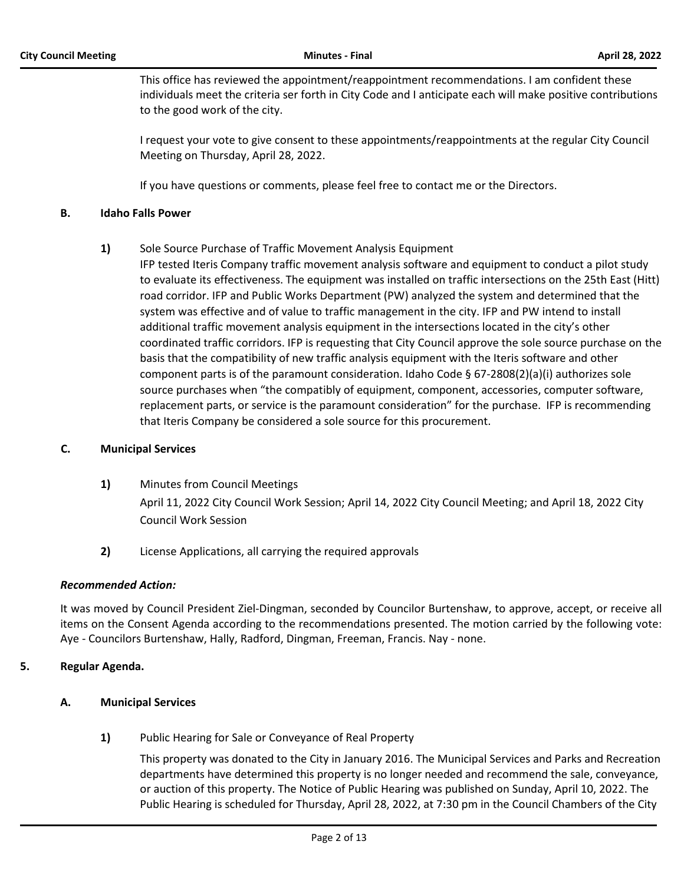This office has reviewed the appointment/reappointment recommendations. I am confident these individuals meet the criteria ser forth in City Code and I anticipate each will make positive contributions to the good work of the city.

I request your vote to give consent to these appointments/reappointments at the regular City Council Meeting on Thursday, April 28, 2022.

If you have questions or comments, please feel free to contact me or the Directors.

### B. Idaho Falls Power

**1)** Sole Source Purchase of Traffic Movement Analysis Equipment

IFP tested Iteris Company traffic movement analysis software and equipment to conduct a pilot study to evaluate its effectiveness. The equipment was installed on traffic intersections on the 25th East (Hitt) road corridor. IFP and Public Works Department (PW) analyzed the system and determined that the system was effective and of value to traffic management in the city. IFP and PW intend to install additional traffic movement analysis equipment in the intersections located in the city's other coordinated traffic corridors. IFP is requesting that City Council approve the sole source purchase on the basis that the compatibility of new traffic analysis equipment with the Iteris software and other component parts is of the paramount consideration. Idaho Code § 67-2808(2)(a)(i) authorizes sole source purchases when "the compatibly of equipment, component, accessories, computer software, replacement parts, or service is the paramount consideration" for the purchase. IFP is recommending that Iteris Company be considered a sole source for this procurement.

### C. Municipal Services

**1)** Minutes from Council Meetings

April 11, 2022 City Council Work Session; April 14, 2022 City Council Meeting; and April 18, 2022 City Council Work Session

**2)** License Applications, all carrying the required approvals

***Recommended Action:***

It was moved by Council President Ziel-Dingman, seconded by Councilor Burtenshaw, to approve, accept, or receive all items on the Consent Agenda according to the recommendations presented. The motion carried by the following vote: Aye - Councilors Burtenshaw, Hally, Radford, Dingman, Freeman, Francis. Nay - none.

## 5. Regular Agenda.

### A. Municipal Services

**1)** Public Hearing for Sale or Conveyance of Real Property

This property was donated to the City in January 2016. The Municipal Services and Parks and Recreation departments have determined this property is no longer needed and recommend the sale, conveyance, or auction of this property. The Notice of Public Hearing was published on Sunday, April 10, 2022. The Public Hearing is scheduled for Thursday, April 28, 2022, at 7:30 pm in the Council Chambers of the City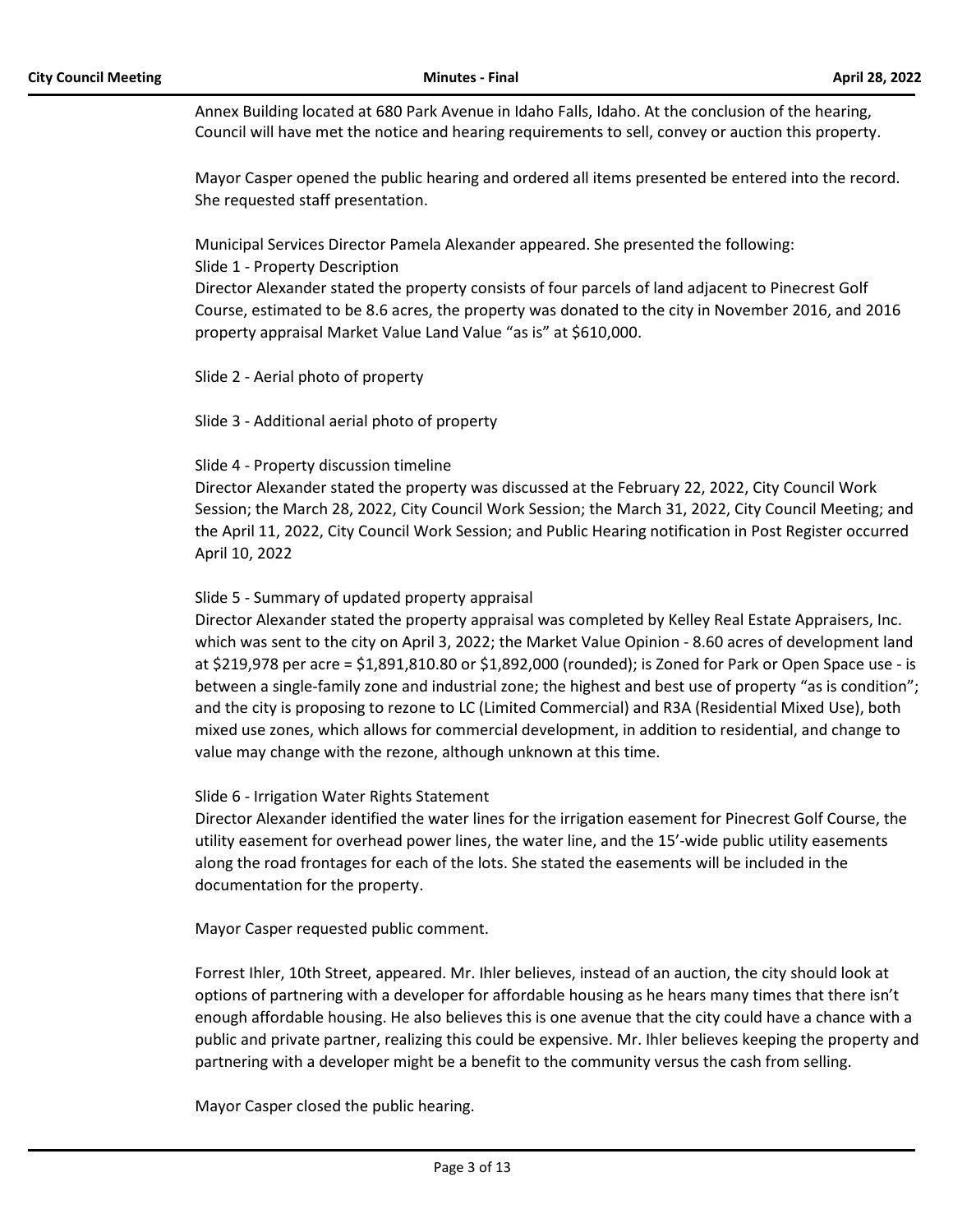Annex Building located at 680 Park Avenue in Idaho Falls, Idaho. At the conclusion of the hearing, Council will have met the notice and hearing requirements to sell, convey or auction this property.

Mayor Casper opened the public hearing and ordered all items presented be entered into the record. She requested staff presentation.

Municipal Services Director Pamela Alexander appeared. She presented the following:
Slide 1 - Property Description
Director Alexander stated the property consists of four parcels of land adjacent to Pinecrest Golf Course, estimated to be 8.6 acres, the property was donated to the city in November 2016, and 2016 property appraisal Market Value Land Value "as is" at $610,000.

Slide 2 - Aerial photo of property

Slide 3 - Additional aerial photo of property

Slide 4 - Property discussion timeline
Director Alexander stated the property was discussed at the February 22, 2022, City Council Work Session; the March 28, 2022, City Council Work Session; the March 31, 2022, City Council Meeting; and the April 11, 2022, City Council Work Session; and Public Hearing notification in Post Register occurred April 10, 2022

Slide 5 - Summary of updated property appraisal
Director Alexander stated the property appraisal was completed by Kelley Real Estate Appraisers, Inc. which was sent to the city on April 3, 2022; the Market Value Opinion - 8.60 acres of development land at $219,978 per acre = $1,891,810.80 or $1,892,000 (rounded); is Zoned for Park or Open Space use - is between a single-family zone and industrial zone; the highest and best use of property "as is condition"; and the city is proposing to rezone to LC (Limited Commercial) and R3A (Residential Mixed Use), both mixed use zones, which allows for commercial development, in addition to residential, and change to value may change with the rezone, although unknown at this time.

Slide 6 - Irrigation Water Rights Statement
Director Alexander identified the water lines for the irrigation easement for Pinecrest Golf Course, the utility easement for overhead power lines, the water line, and the 15'-wide public utility easements along the road frontages for each of the lots. She stated the easements will be included in the documentation for the property.

Mayor Casper requested public comment.

Forrest Ihler, 10th Street, appeared. Mr. Ihler believes, instead of an auction, the city should look at options of partnering with a developer for affordable housing as he hears many times that there isn't enough affordable housing. He also believes this is one avenue that the city could have a chance with a public and private partner, realizing this could be expensive. Mr. Ihler believes keeping the property and partnering with a developer might be a benefit to the community versus the cash from selling.

Mayor Casper closed the public hearing.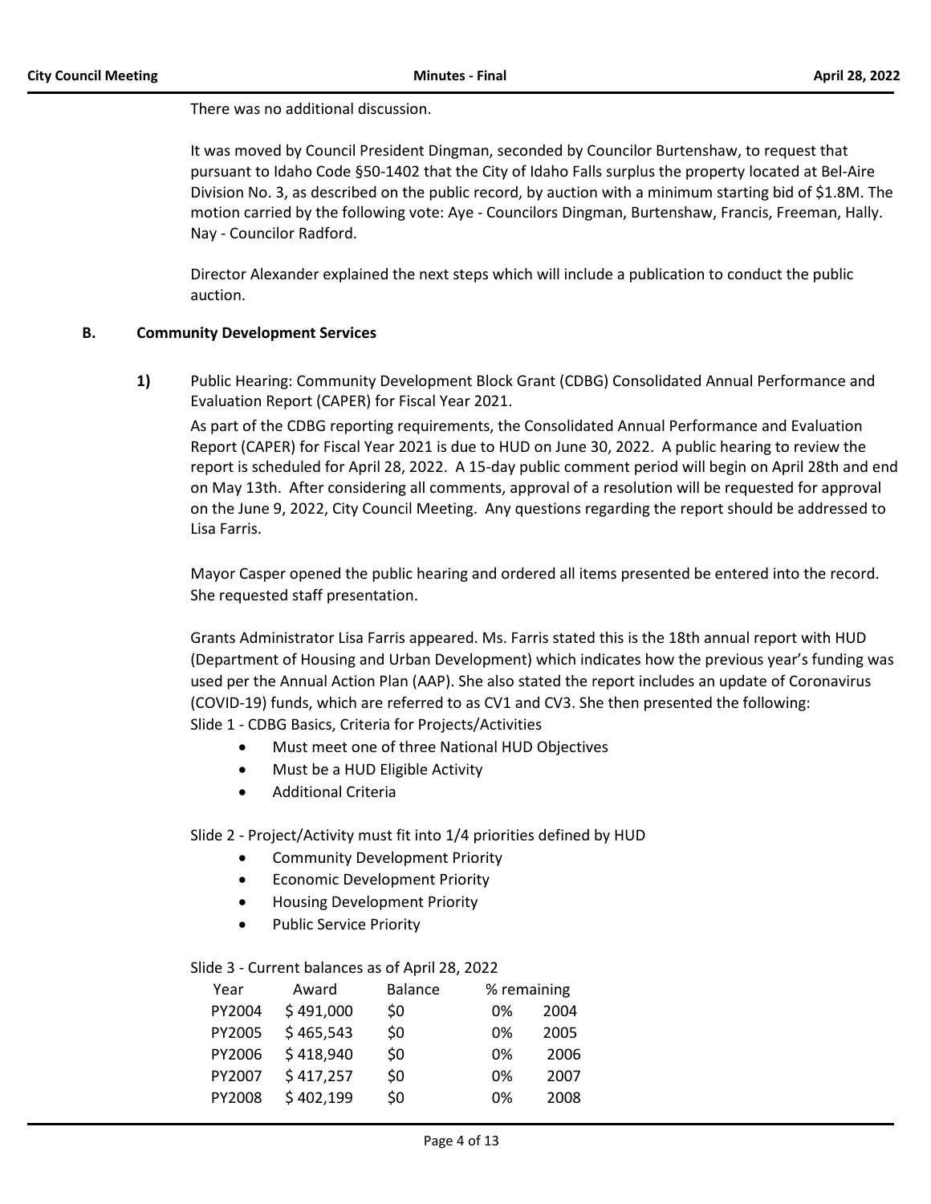There was no additional discussion.

It was moved by Council President Dingman, seconded by Councilor Burtenshaw, to request that pursuant to Idaho Code §50-1402 that the City of Idaho Falls surplus the property located at Bel-Aire Division No. 3, as described on the public record, by auction with a minimum starting bid of $1.8M. The motion carried by the following vote: Aye - Councilors Dingman, Burtenshaw, Francis, Freeman, Hally. Nay - Councilor Radford.

Director Alexander explained the next steps which will include a publication to conduct the public auction.

## B. Community Development Services

**1)** Public Hearing: Community Development Block Grant (CDBG) Consolidated Annual Performance and Evaluation Report (CAPER) for Fiscal Year 2021.

As part of the CDBG reporting requirements, the Consolidated Annual Performance and Evaluation Report (CAPER) for Fiscal Year 2021 is due to HUD on June 30, 2022. A public hearing to review the report is scheduled for April 28, 2022. A 15-day public comment period will begin on April 28th and end on May 13th. After considering all comments, approval of a resolution will be requested for approval on the June 9, 2022, City Council Meeting. Any questions regarding the report should be addressed to Lisa Farris.

Mayor Casper opened the public hearing and ordered all items presented be entered into the record. She requested staff presentation.

Grants Administrator Lisa Farris appeared. Ms. Farris stated this is the 18th annual report with HUD (Department of Housing and Urban Development) which indicates how the previous year's funding was used per the Annual Action Plan (AAP). She also stated the report includes an update of Coronavirus (COVID-19) funds, which are referred to as CV1 and CV3. She then presented the following:

Slide 1 - CDBG Basics, Criteria for Projects/Activities

- Must meet one of three National HUD Objectives
- Must be a HUD Eligible Activity
- Additional Criteria

Slide 2 - Project/Activity must fit into 1/4 priorities defined by HUD

- Community Development Priority
- Economic Development Priority
- Housing Development Priority
- Public Service Priority

Slide 3 - Current balances as of April 28, 2022

| Year | Award | Balance | % remaining | |
|---|---|---|---|---|
| PY2004 | $ 491,000 | $0 | 0% | 2004 |
| PY2005 | $ 465,543 | $0 | 0% | 2005 |
| PY2006 | $ 418,940 | $0 | 0% | 2006 |
| PY2007 | $ 417,257 | $0 | 0% | 2007 |
| PY2008 | $ 402,199 | $0 | 0% | 2008 |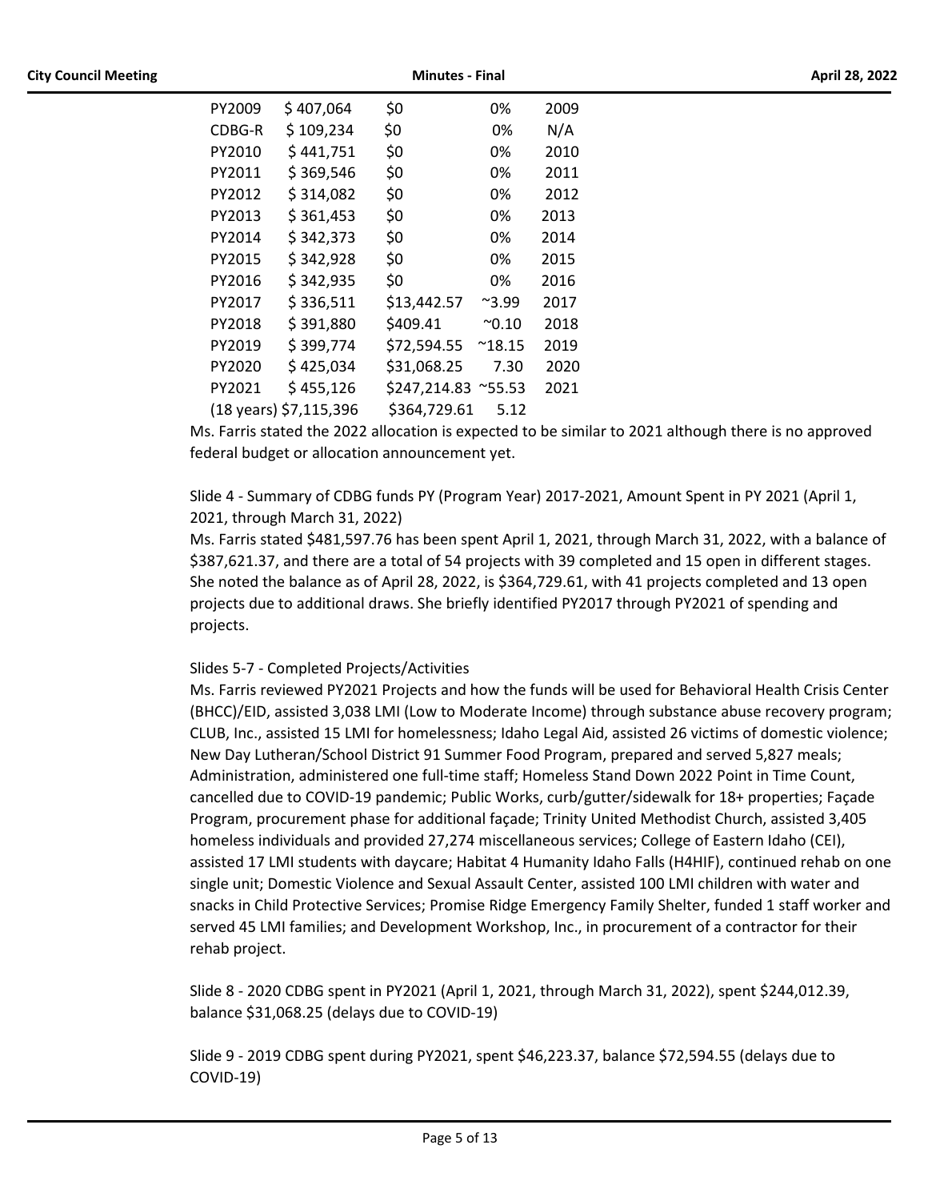| | | | | |
|---|---|---|---|---|
| PY2009 | $ 407,064 | $0 | 0% | 2009 |
| CDBG-R | $ 109,234 | $0 | 0% | N/A |
| PY2010 | $ 441,751 | $0 | 0% | 2010 |
| PY2011 | $ 369,546 | $0 | 0% | 2011 |
| PY2012 | $ 314,082 | $0 | 0% | 2012 |
| PY2013 | $ 361,453 | $0 | 0% | 2013 |
| PY2014 | $ 342,373 | $0 | 0% | 2014 |
| PY2015 | $ 342,928 | $0 | 0% | 2015 |
| PY2016 | $ 342,935 | $0 | 0% | 2016 |
| PY2017 | $ 336,511 | $13,442.57 | ~3.99 | 2017 |
| PY2018 | $ 391,880 | $409.41 | ~0.10 | 2018 |
| PY2019 | $ 399,774 | $72,594.55 | ~18.15 | 2019 |
| PY2020 | $ 425,034 | $31,068.25 | 7.30 | 2020 |
| PY2021 | $ 455,126 | $247,214.83 | ~55.53 | 2021 |
| (18 years) | $7,115,396 | $364,729.61 | 5.12 | |

Ms. Farris stated the 2022 allocation is expected to be similar to 2021 although there is no approved federal budget or allocation announcement yet.

Slide 4 - Summary of CDBG funds PY (Program Year) 2017-2021, Amount Spent in PY 2021 (April 1, 2021, through March 31, 2022)

Ms. Farris stated $481,597.76 has been spent April 1, 2021, through March 31, 2022, with a balance of $387,621.37, and there are a total of 54 projects with 39 completed and 15 open in different stages. She noted the balance as of April 28, 2022, is $364,729.61, with 41 projects completed and 13 open projects due to additional draws. She briefly identified PY2017 through PY2021 of spending and projects.

Slides 5-7 - Completed Projects/Activities

Ms. Farris reviewed PY2021 Projects and how the funds will be used for Behavioral Health Crisis Center (BHCC)/EID, assisted 3,038 LMI (Low to Moderate Income) through substance abuse recovery program; CLUB, Inc., assisted 15 LMI for homelessness; Idaho Legal Aid, assisted 26 victims of domestic violence; New Day Lutheran/School District 91 Summer Food Program, prepared and served 5,827 meals; Administration, administered one full-time staff; Homeless Stand Down 2022 Point in Time Count, cancelled due to COVID-19 pandemic; Public Works, curb/gutter/sidewalk for 18+ properties; Façade Program, procurement phase for additional façade; Trinity United Methodist Church, assisted 3,405 homeless individuals and provided 27,274 miscellaneous services; College of Eastern Idaho (CEI), assisted 17 LMI students with daycare; Habitat 4 Humanity Idaho Falls (H4HIF), continued rehab on one single unit; Domestic Violence and Sexual Assault Center, assisted 100 LMI children with water and snacks in Child Protective Services; Promise Ridge Emergency Family Shelter, funded 1 staff worker and served 45 LMI families; and Development Workshop, Inc., in procurement of a contractor for their rehab project.

Slide 8 - 2020 CDBG spent in PY2021 (April 1, 2021, through March 31, 2022), spent $244,012.39, balance $31,068.25 (delays due to COVID-19)

Slide 9 - 2019 CDBG spent during PY2021, spent $46,223.37, balance $72,594.55 (delays due to COVID-19)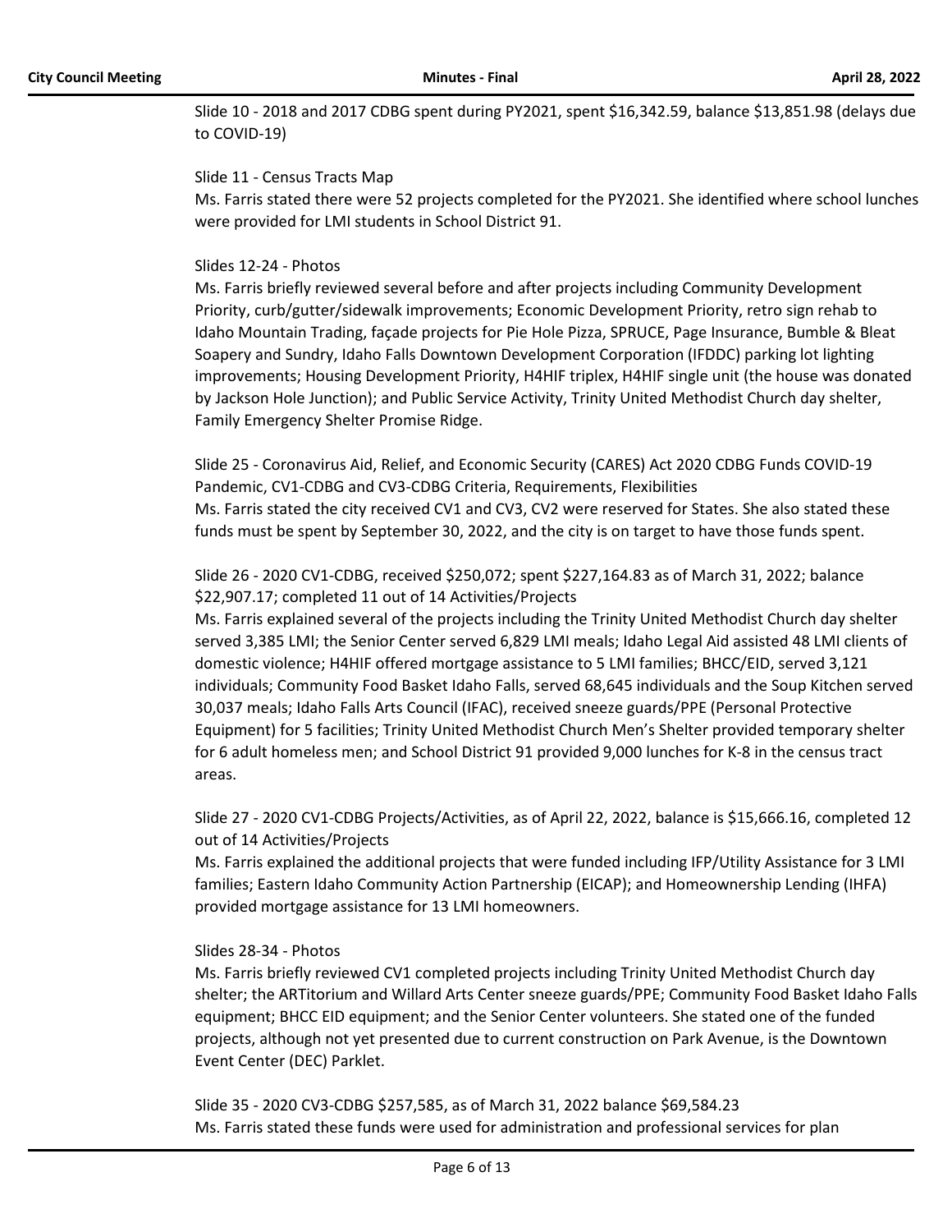Slide 10 - 2018 and 2017 CDBG spent during PY2021, spent $16,342.59, balance $13,851.98 (delays due to COVID-19)

Slide 11 - Census Tracts Map
Ms. Farris stated there were 52 projects completed for the PY2021. She identified where school lunches were provided for LMI students in School District 91.

Slides 12-24 - Photos
Ms. Farris briefly reviewed several before and after projects including Community Development Priority, curb/gutter/sidewalk improvements; Economic Development Priority, retro sign rehab to Idaho Mountain Trading, façade projects for Pie Hole Pizza, SPRUCE, Page Insurance, Bumble & Bleat Soapery and Sundry, Idaho Falls Downtown Development Corporation (IFDDC) parking lot lighting improvements; Housing Development Priority, H4HIF triplex, H4HIF single unit (the house was donated by Jackson Hole Junction); and Public Service Activity, Trinity United Methodist Church day shelter, Family Emergency Shelter Promise Ridge.

Slide 25 - Coronavirus Aid, Relief, and Economic Security (CARES) Act 2020 CDBG Funds COVID-19 Pandemic, CV1-CDBG and CV3-CDBG Criteria, Requirements, Flexibilities
Ms. Farris stated the city received CV1 and CV3, CV2 were reserved for States. She also stated these funds must be spent by September 30, 2022, and the city is on target to have those funds spent.

Slide 26 - 2020 CV1-CDBG, received $250,072; spent $227,164.83 as of March 31, 2022; balance $22,907.17; completed 11 out of 14 Activities/Projects
Ms. Farris explained several of the projects including the Trinity United Methodist Church day shelter served 3,385 LMI; the Senior Center served 6,829 LMI meals; Idaho Legal Aid assisted 48 LMI clients of domestic violence; H4HIF offered mortgage assistance to 5 LMI families; BHCC/EID, served 3,121 individuals; Community Food Basket Idaho Falls, served 68,645 individuals and the Soup Kitchen served 30,037 meals; Idaho Falls Arts Council (IFAC), received sneeze guards/PPE (Personal Protective Equipment) for 5 facilities; Trinity United Methodist Church Men's Shelter provided temporary shelter for 6 adult homeless men; and School District 91 provided 9,000 lunches for K-8 in the census tract areas.

Slide 27 - 2020 CV1-CDBG Projects/Activities, as of April 22, 2022, balance is $15,666.16, completed 12 out of 14 Activities/Projects
Ms. Farris explained the additional projects that were funded including IFP/Utility Assistance for 3 LMI families; Eastern Idaho Community Action Partnership (EICAP); and Homeownership Lending (IHFA) provided mortgage assistance for 13 LMI homeowners.

Slides 28-34 - Photos
Ms. Farris briefly reviewed CV1 completed projects including Trinity United Methodist Church day shelter; the ARTitorium and Willard Arts Center sneeze guards/PPE; Community Food Basket Idaho Falls equipment; BHCC EID equipment; and the Senior Center volunteers. She stated one of the funded projects, although not yet presented due to current construction on Park Avenue, is the Downtown Event Center (DEC) Parklet.

Slide 35 - 2020 CV3-CDBG $257,585, as of March 31, 2022 balance $69,584.23
Ms. Farris stated these funds were used for administration and professional services for plan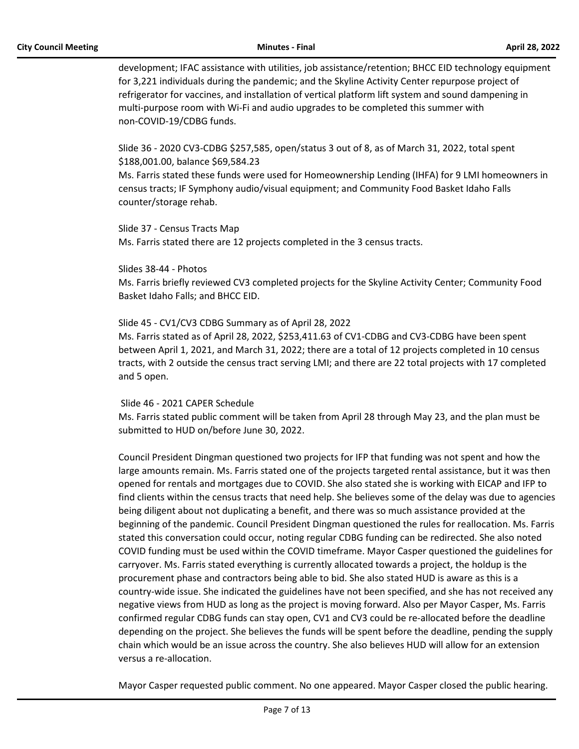development; IFAC assistance with utilities, job assistance/retention; BHCC EID technology equipment for 3,221 individuals during the pandemic; and the Skyline Activity Center repurpose project of refrigerator for vaccines, and installation of vertical platform lift system and sound dampening in multi-purpose room with Wi-Fi and audio upgrades to be completed this summer with non-COVID-19/CDBG funds.

Slide 36 - 2020 CV3-CDBG $257,585, open/status 3 out of 8, as of March 31, 2022, total spent $188,001.00, balance $69,584.23
Ms. Farris stated these funds were used for Homeownership Lending (IHFA) for 9 LMI homeowners in census tracts; IF Symphony audio/visual equipment; and Community Food Basket Idaho Falls counter/storage rehab.

Slide 37 - Census Tracts Map
Ms. Farris stated there are 12 projects completed in the 3 census tracts.

Slides 38-44 - Photos
Ms. Farris briefly reviewed CV3 completed projects for the Skyline Activity Center; Community Food Basket Idaho Falls; and BHCC EID.

Slide 45 - CV1/CV3 CDBG Summary as of April 28, 2022
Ms. Farris stated as of April 28, 2022, $253,411.63 of CV1-CDBG and CV3-CDBG have been spent between April 1, 2021, and March 31, 2022; there are a total of 12 projects completed in 10 census tracts, with 2 outside the census tract serving LMI; and there are 22 total projects with 17 completed and 5 open.

Slide 46 - 2021 CAPER Schedule
Ms. Farris stated public comment will be taken from April 28 through May 23, and the plan must be submitted to HUD on/before June 30, 2022.

Council President Dingman questioned two projects for IFP that funding was not spent and how the large amounts remain. Ms. Farris stated one of the projects targeted rental assistance, but it was then opened for rentals and mortgages due to COVID. She also stated she is working with EICAP and IFP to find clients within the census tracts that need help. She believes some of the delay was due to agencies being diligent about not duplicating a benefit, and there was so much assistance provided at the beginning of the pandemic. Council President Dingman questioned the rules for reallocation. Ms. Farris stated this conversation could occur, noting regular CDBG funding can be redirected. She also noted COVID funding must be used within the COVID timeframe. Mayor Casper questioned the guidelines for carryover. Ms. Farris stated everything is currently allocated towards a project, the holdup is the procurement phase and contractors being able to bid. She also stated HUD is aware as this is a country-wide issue. She indicated the guidelines have not been specified, and she has not received any negative views from HUD as long as the project is moving forward. Also per Mayor Casper, Ms. Farris confirmed regular CDBG funds can stay open, CV1 and CV3 could be re-allocated before the deadline depending on the project. She believes the funds will be spent before the deadline, pending the supply chain which would be an issue across the country. She also believes HUD will allow for an extension versus a re-allocation.

Mayor Casper requested public comment. No one appeared. Mayor Casper closed the public hearing.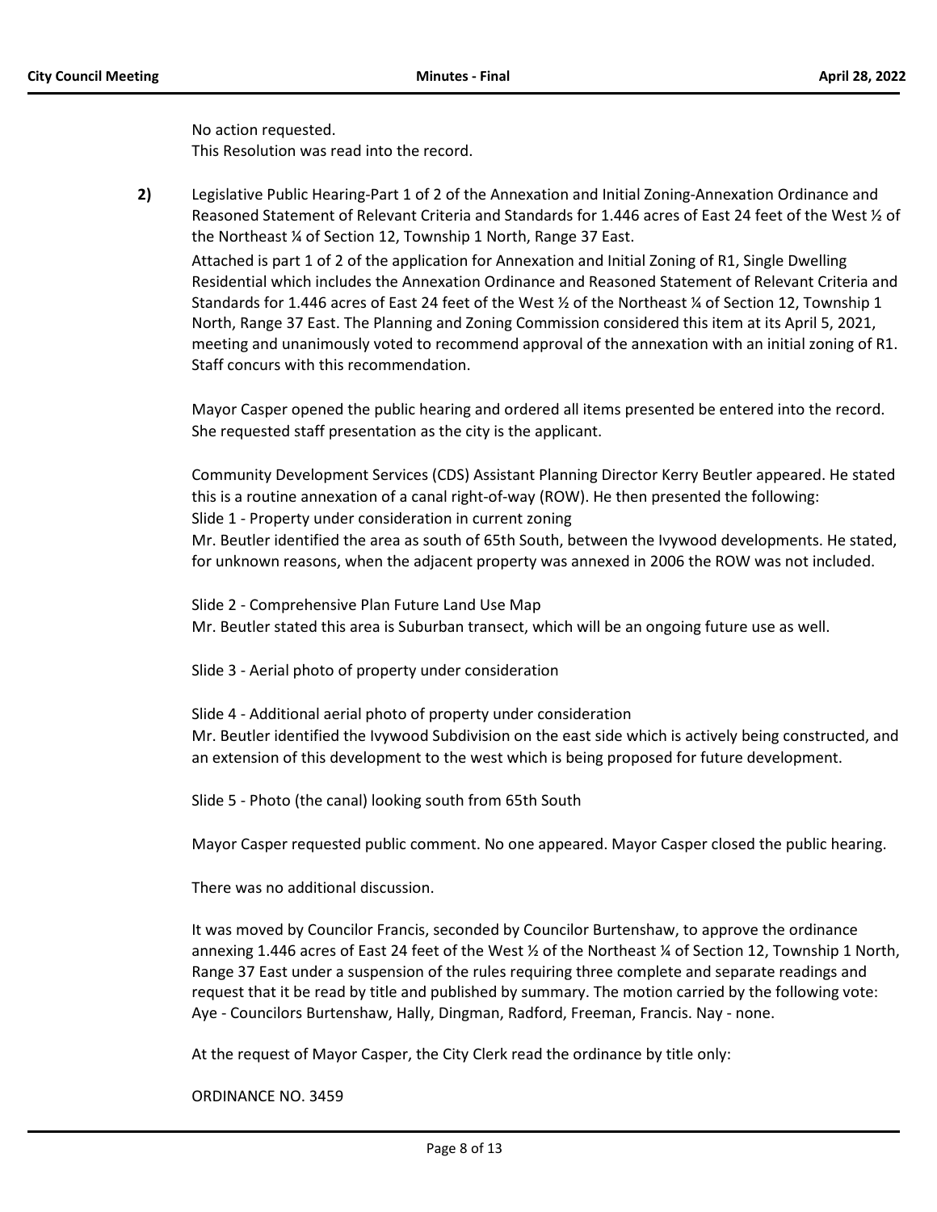No action requested.
This Resolution was read into the record.

**2)** Legislative Public Hearing-Part 1 of 2 of the Annexation and Initial Zoning-Annexation Ordinance and Reasoned Statement of Relevant Criteria and Standards for 1.446 acres of East 24 feet of the West ½ of the Northeast ¼ of Section 12, Township 1 North, Range 37 East.

Attached is part 1 of 2 of the application for Annexation and Initial Zoning of R1, Single Dwelling Residential which includes the Annexation Ordinance and Reasoned Statement of Relevant Criteria and Standards for 1.446 acres of East 24 feet of the West ½ of the Northeast ¼ of Section 12, Township 1 North, Range 37 East. The Planning and Zoning Commission considered this item at its April 5, 2021, meeting and unanimously voted to recommend approval of the annexation with an initial zoning of R1. Staff concurs with this recommendation.

Mayor Casper opened the public hearing and ordered all items presented be entered into the record. She requested staff presentation as the city is the applicant.

Community Development Services (CDS) Assistant Planning Director Kerry Beutler appeared. He stated this is a routine annexation of a canal right-of-way (ROW). He then presented the following:
Slide 1 - Property under consideration in current zoning
Mr. Beutler identified the area as south of 65th South, between the Ivywood developments. He stated, for unknown reasons, when the adjacent property was annexed in 2006 the ROW was not included.

Slide 2 - Comprehensive Plan Future Land Use Map
Mr. Beutler stated this area is Suburban transect, which will be an ongoing future use as well.

Slide 3 - Aerial photo of property under consideration

Slide 4 - Additional aerial photo of property under consideration
Mr. Beutler identified the Ivywood Subdivision on the east side which is actively being constructed, and an extension of this development to the west which is being proposed for future development.

Slide 5 - Photo (the canal) looking south from 65th South

Mayor Casper requested public comment. No one appeared. Mayor Casper closed the public hearing.

There was no additional discussion.

It was moved by Councilor Francis, seconded by Councilor Burtenshaw, to approve the ordinance annexing 1.446 acres of East 24 feet of the West ½ of the Northeast ¼ of Section 12, Township 1 North, Range 37 East under a suspension of the rules requiring three complete and separate readings and request that it be read by title and published by summary. The motion carried by the following vote: Aye - Councilors Burtenshaw, Hally, Dingman, Radford, Freeman, Francis. Nay - none.

At the request of Mayor Casper, the City Clerk read the ordinance by title only:

ORDINANCE NO. 3459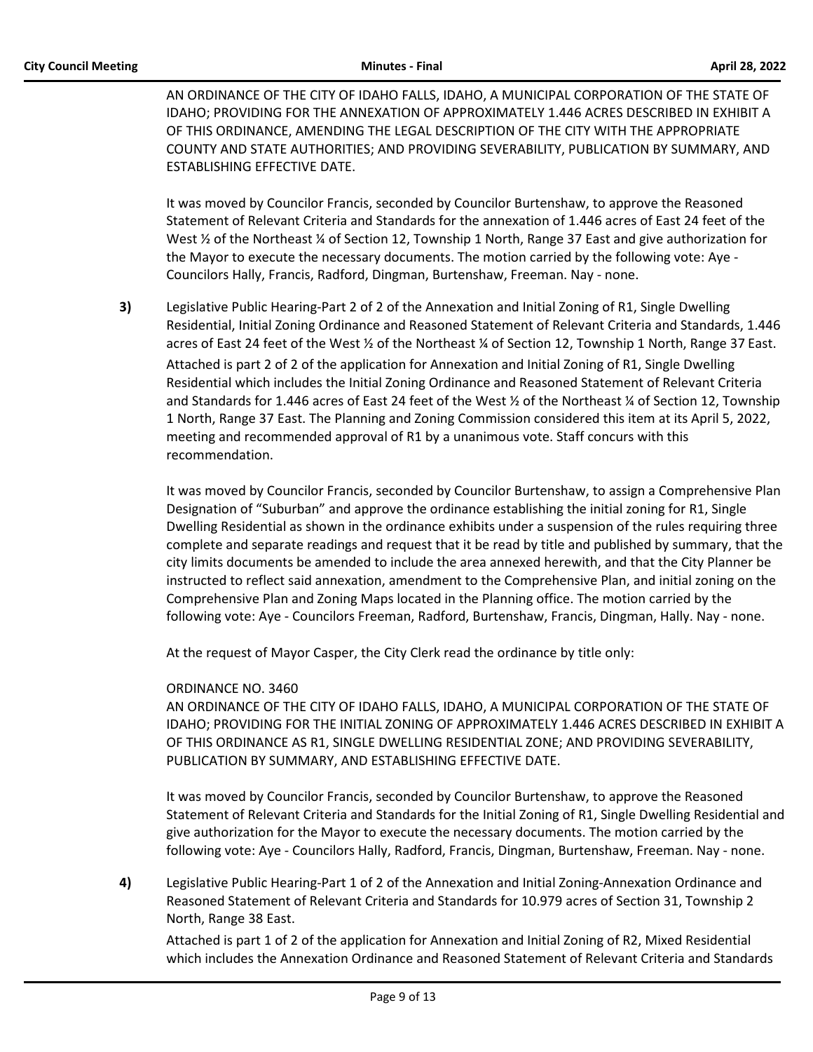AN ORDINANCE OF THE CITY OF IDAHO FALLS, IDAHO, A MUNICIPAL CORPORATION OF THE STATE OF IDAHO; PROVIDING FOR THE ANNEXATION OF APPROXIMATELY 1.446 ACRES DESCRIBED IN EXHIBIT A OF THIS ORDINANCE, AMENDING THE LEGAL DESCRIPTION OF THE CITY WITH THE APPROPRIATE COUNTY AND STATE AUTHORITIES; AND PROVIDING SEVERABILITY, PUBLICATION BY SUMMARY, AND ESTABLISHING EFFECTIVE DATE.

It was moved by Councilor Francis, seconded by Councilor Burtenshaw, to approve the Reasoned Statement of Relevant Criteria and Standards for the annexation of 1.446 acres of East 24 feet of the West ½ of the Northeast ¼ of Section 12, Township 1 North, Range 37 East and give authorization for the Mayor to execute the necessary documents. The motion carried by the following vote: Aye - Councilors Hally, Francis, Radford, Dingman, Burtenshaw, Freeman. Nay - none.

**3)** Legislative Public Hearing-Part 2 of 2 of the Annexation and Initial Zoning of R1, Single Dwelling Residential, Initial Zoning Ordinance and Reasoned Statement of Relevant Criteria and Standards, 1.446 acres of East 24 feet of the West ½ of the Northeast ¼ of Section 12, Township 1 North, Range 37 East.

Attached is part 2 of 2 of the application for Annexation and Initial Zoning of R1, Single Dwelling Residential which includes the Initial Zoning Ordinance and Reasoned Statement of Relevant Criteria and Standards for 1.446 acres of East 24 feet of the West ½ of the Northeast ¼ of Section 12, Township 1 North, Range 37 East. The Planning and Zoning Commission considered this item at its April 5, 2022, meeting and recommended approval of R1 by a unanimous vote. Staff concurs with this recommendation.

It was moved by Councilor Francis, seconded by Councilor Burtenshaw, to assign a Comprehensive Plan Designation of "Suburban" and approve the ordinance establishing the initial zoning for R1, Single Dwelling Residential as shown in the ordinance exhibits under a suspension of the rules requiring three complete and separate readings and request that it be read by title and published by summary, that the city limits documents be amended to include the area annexed herewith, and that the City Planner be instructed to reflect said annexation, amendment to the Comprehensive Plan, and initial zoning on the Comprehensive Plan and Zoning Maps located in the Planning office. The motion carried by the following vote: Aye - Councilors Freeman, Radford, Burtenshaw, Francis, Dingman, Hally. Nay - none.

At the request of Mayor Casper, the City Clerk read the ordinance by title only:

ORDINANCE NO. 3460
AN ORDINANCE OF THE CITY OF IDAHO FALLS, IDAHO, A MUNICIPAL CORPORATION OF THE STATE OF IDAHO; PROVIDING FOR THE INITIAL ZONING OF APPROXIMATELY 1.446 ACRES DESCRIBED IN EXHIBIT A OF THIS ORDINANCE AS R1, SINGLE DWELLING RESIDENTIAL ZONE; AND PROVIDING SEVERABILITY, PUBLICATION BY SUMMARY, AND ESTABLISHING EFFECTIVE DATE.

It was moved by Councilor Francis, seconded by Councilor Burtenshaw, to approve the Reasoned Statement of Relevant Criteria and Standards for the Initial Zoning of R1, Single Dwelling Residential and give authorization for the Mayor to execute the necessary documents. The motion carried by the following vote: Aye - Councilors Hally, Radford, Francis, Dingman, Burtenshaw, Freeman. Nay - none.

**4)** Legislative Public Hearing-Part 1 of 2 of the Annexation and Initial Zoning-Annexation Ordinance and Reasoned Statement of Relevant Criteria and Standards for 10.979 acres of Section 31, Township 2 North, Range 38 East.

Attached is part 1 of 2 of the application for Annexation and Initial Zoning of R2, Mixed Residential which includes the Annexation Ordinance and Reasoned Statement of Relevant Criteria and Standards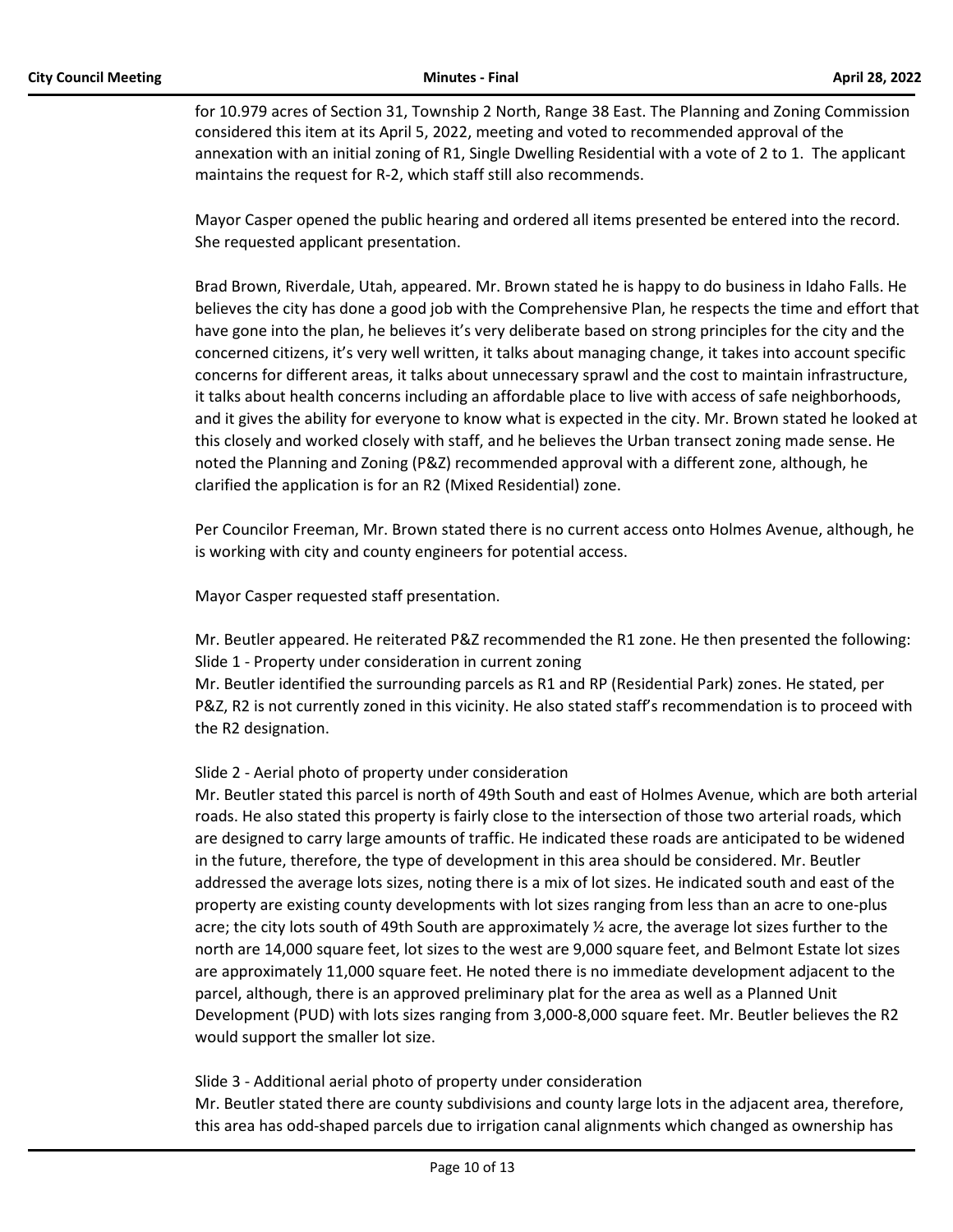for 10.979 acres of Section 31, Township 2 North, Range 38 East. The Planning and Zoning Commission considered this item at its April 5, 2022, meeting and voted to recommended approval of the annexation with an initial zoning of R1, Single Dwelling Residential with a vote of 2 to 1. The applicant maintains the request for R-2, which staff still also recommends.

Mayor Casper opened the public hearing and ordered all items presented be entered into the record. She requested applicant presentation.

Brad Brown, Riverdale, Utah, appeared. Mr. Brown stated he is happy to do business in Idaho Falls. He believes the city has done a good job with the Comprehensive Plan, he respects the time and effort that have gone into the plan, he believes it's very deliberate based on strong principles for the city and the concerned citizens, it's very well written, it talks about managing change, it takes into account specific concerns for different areas, it talks about unnecessary sprawl and the cost to maintain infrastructure, it talks about health concerns including an affordable place to live with access of safe neighborhoods, and it gives the ability for everyone to know what is expected in the city. Mr. Brown stated he looked at this closely and worked closely with staff, and he believes the Urban transect zoning made sense. He noted the Planning and Zoning (P&Z) recommended approval with a different zone, although, he clarified the application is for an R2 (Mixed Residential) zone.

Per Councilor Freeman, Mr. Brown stated there is no current access onto Holmes Avenue, although, he is working with city and county engineers for potential access.

Mayor Casper requested staff presentation.

Mr. Beutler appeared. He reiterated P&Z recommended the R1 zone. He then presented the following:
Slide 1 - Property under consideration in current zoning
Mr. Beutler identified the surrounding parcels as R1 and RP (Residential Park) zones. He stated, per P&Z, R2 is not currently zoned in this vicinity. He also stated staff's recommendation is to proceed with the R2 designation.

Slide 2 - Aerial photo of property under consideration
Mr. Beutler stated this parcel is north of 49th South and east of Holmes Avenue, which are both arterial roads. He also stated this property is fairly close to the intersection of those two arterial roads, which are designed to carry large amounts of traffic. He indicated these roads are anticipated to be widened in the future, therefore, the type of development in this area should be considered. Mr. Beutler addressed the average lots sizes, noting there is a mix of lot sizes. He indicated south and east of the property are existing county developments with lot sizes ranging from less than an acre to one-plus acre; the city lots south of 49th South are approximately ½ acre, the average lot sizes further to the north are 14,000 square feet, lot sizes to the west are 9,000 square feet, and Belmont Estate lot sizes are approximately 11,000 square feet. He noted there is no immediate development adjacent to the parcel, although, there is an approved preliminary plat for the area as well as a Planned Unit Development (PUD) with lots sizes ranging from 3,000-8,000 square feet. Mr. Beutler believes the R2 would support the smaller lot size.

Slide 3 - Additional aerial photo of property under consideration
Mr. Beutler stated there are county subdivisions and county large lots in the adjacent area, therefore, this area has odd-shaped parcels due to irrigation canal alignments which changed as ownership has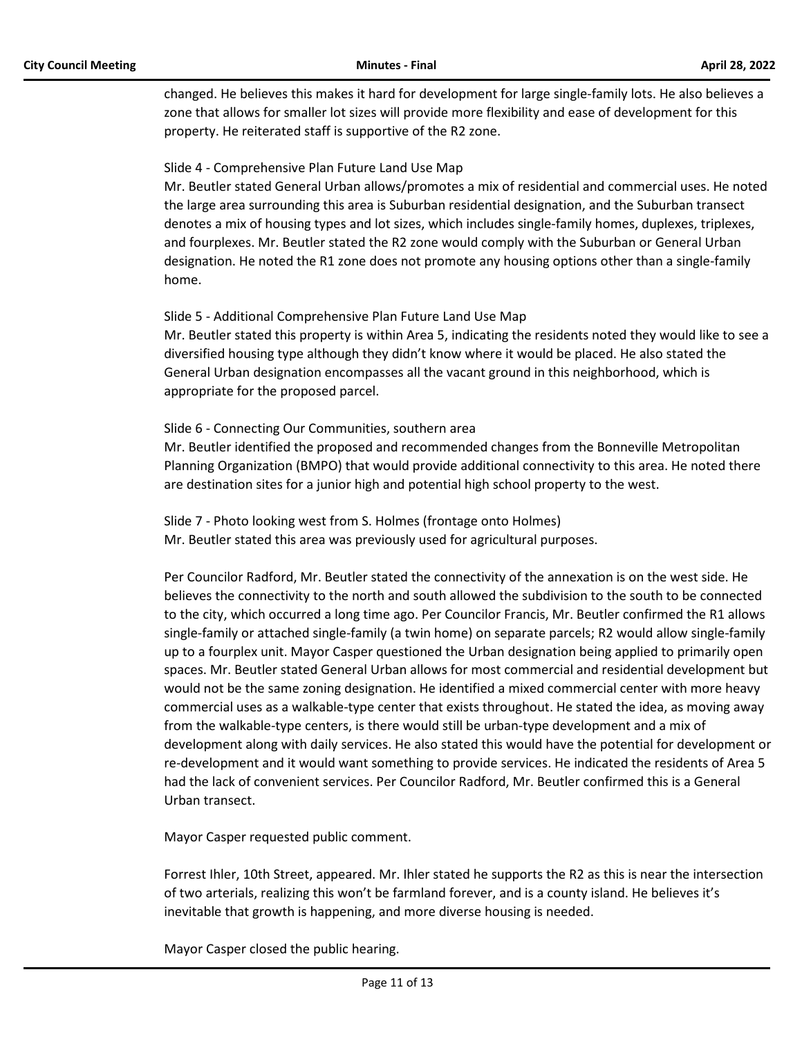changed. He believes this makes it hard for development for large single-family lots. He also believes a zone that allows for smaller lot sizes will provide more flexibility and ease of development for this property. He reiterated staff is supportive of the R2 zone.

Slide 4 - Comprehensive Plan Future Land Use Map
Mr. Beutler stated General Urban allows/promotes a mix of residential and commercial uses. He noted the large area surrounding this area is Suburban residential designation, and the Suburban transect denotes a mix of housing types and lot sizes, which includes single-family homes, duplexes, triplexes, and fourplexes. Mr. Beutler stated the R2 zone would comply with the Suburban or General Urban designation. He noted the R1 zone does not promote any housing options other than a single-family home.

Slide 5 - Additional Comprehensive Plan Future Land Use Map
Mr. Beutler stated this property is within Area 5, indicating the residents noted they would like to see a diversified housing type although they didn't know where it would be placed. He also stated the General Urban designation encompasses all the vacant ground in this neighborhood, which is appropriate for the proposed parcel.

Slide 6 - Connecting Our Communities, southern area
Mr. Beutler identified the proposed and recommended changes from the Bonneville Metropolitan Planning Organization (BMPO) that would provide additional connectivity to this area. He noted there are destination sites for a junior high and potential high school property to the west.

Slide 7 - Photo looking west from S. Holmes (frontage onto Holmes)
Mr. Beutler stated this area was previously used for agricultural purposes.

Per Councilor Radford, Mr. Beutler stated the connectivity of the annexation is on the west side. He believes the connectivity to the north and south allowed the subdivision to the south to be connected to the city, which occurred a long time ago. Per Councilor Francis, Mr. Beutler confirmed the R1 allows single-family or attached single-family (a twin home) on separate parcels; R2 would allow single-family up to a fourplex unit. Mayor Casper questioned the Urban designation being applied to primarily open spaces. Mr. Beutler stated General Urban allows for most commercial and residential development but would not be the same zoning designation. He identified a mixed commercial center with more heavy commercial uses as a walkable-type center that exists throughout. He stated the idea, as moving away from the walkable-type centers, is there would still be urban-type development and a mix of development along with daily services. He also stated this would have the potential for development or re-development and it would want something to provide services. He indicated the residents of Area 5 had the lack of convenient services. Per Councilor Radford, Mr. Beutler confirmed this is a General Urban transect.

Mayor Casper requested public comment.

Forrest Ihler, 10th Street, appeared. Mr. Ihler stated he supports the R2 as this is near the intersection of two arterials, realizing this won't be farmland forever, and is a county island. He believes it's inevitable that growth is happening, and more diverse housing is needed.

Mayor Casper closed the public hearing.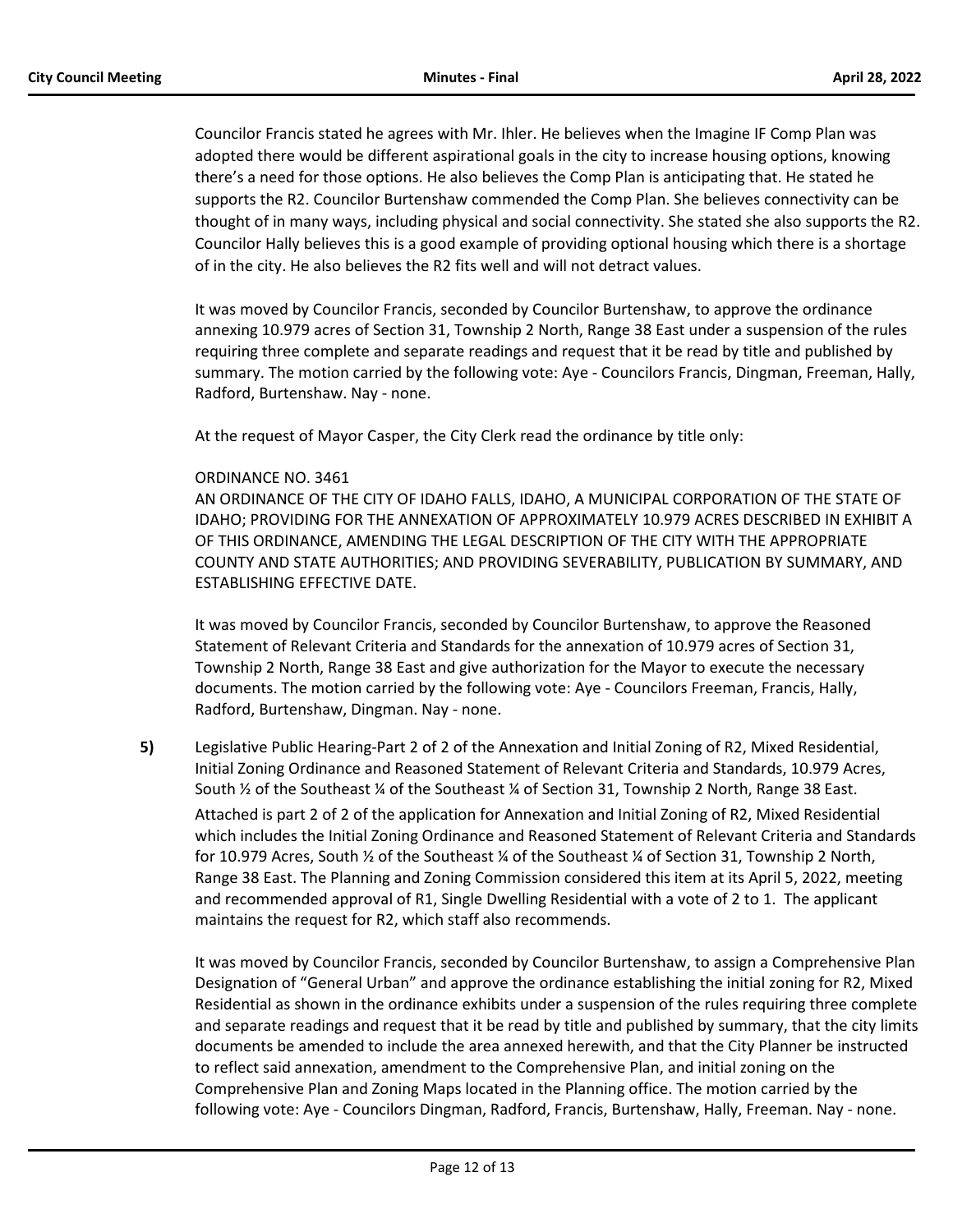Councilor Francis stated he agrees with Mr. Ihler. He believes when the Imagine IF Comp Plan was adopted there would be different aspirational goals in the city to increase housing options, knowing there's a need for those options. He also believes the Comp Plan is anticipating that. He stated he supports the R2. Councilor Burtenshaw commended the Comp Plan. She believes connectivity can be thought of in many ways, including physical and social connectivity. She stated she also supports the R2. Councilor Hally believes this is a good example of providing optional housing which there is a shortage of in the city. He also believes the R2 fits well and will not detract values.

It was moved by Councilor Francis, seconded by Councilor Burtenshaw, to approve the ordinance annexing 10.979 acres of Section 31, Township 2 North, Range 38 East under a suspension of the rules requiring three complete and separate readings and request that it be read by title and published by summary. The motion carried by the following vote: Aye - Councilors Francis, Dingman, Freeman, Hally, Radford, Burtenshaw. Nay - none.

At the request of Mayor Casper, the City Clerk read the ordinance by title only:

ORDINANCE NO. 3461
AN ORDINANCE OF THE CITY OF IDAHO FALLS, IDAHO, A MUNICIPAL CORPORATION OF THE STATE OF IDAHO; PROVIDING FOR THE ANNEXATION OF APPROXIMATELY 10.979 ACRES DESCRIBED IN EXHIBIT A OF THIS ORDINANCE, AMENDING THE LEGAL DESCRIPTION OF THE CITY WITH THE APPROPRIATE COUNTY AND STATE AUTHORITIES; AND PROVIDING SEVERABILITY, PUBLICATION BY SUMMARY, AND ESTABLISHING EFFECTIVE DATE.

It was moved by Councilor Francis, seconded by Councilor Burtenshaw, to approve the Reasoned Statement of Relevant Criteria and Standards for the annexation of 10.979 acres of Section 31, Township 2 North, Range 38 East and give authorization for the Mayor to execute the necessary documents. The motion carried by the following vote: Aye - Councilors Freeman, Francis, Hally, Radford, Burtenshaw, Dingman. Nay - none.

**5)** Legislative Public Hearing-Part 2 of 2 of the Annexation and Initial Zoning of R2, Mixed Residential, Initial Zoning Ordinance and Reasoned Statement of Relevant Criteria and Standards, 10.979 Acres, South ½ of the Southeast ¼ of the Southeast ¼ of Section 31, Township 2 North, Range 38 East.

Attached is part 2 of 2 of the application for Annexation and Initial Zoning of R2, Mixed Residential which includes the Initial Zoning Ordinance and Reasoned Statement of Relevant Criteria and Standards for 10.979 Acres, South ½ of the Southeast ¼ of the Southeast ¼ of Section 31, Township 2 North, Range 38 East. The Planning and Zoning Commission considered this item at its April 5, 2022, meeting and recommended approval of R1, Single Dwelling Residential with a vote of 2 to 1. The applicant maintains the request for R2, which staff also recommends.

It was moved by Councilor Francis, seconded by Councilor Burtenshaw, to assign a Comprehensive Plan Designation of "General Urban" and approve the ordinance establishing the initial zoning for R2, Mixed Residential as shown in the ordinance exhibits under a suspension of the rules requiring three complete and separate readings and request that it be read by title and published by summary, that the city limits documents be amended to include the area annexed herewith, and that the City Planner be instructed to reflect said annexation, amendment to the Comprehensive Plan, and initial zoning on the Comprehensive Plan and Zoning Maps located in the Planning office. The motion carried by the following vote: Aye - Councilors Dingman, Radford, Francis, Burtenshaw, Hally, Freeman. Nay - none.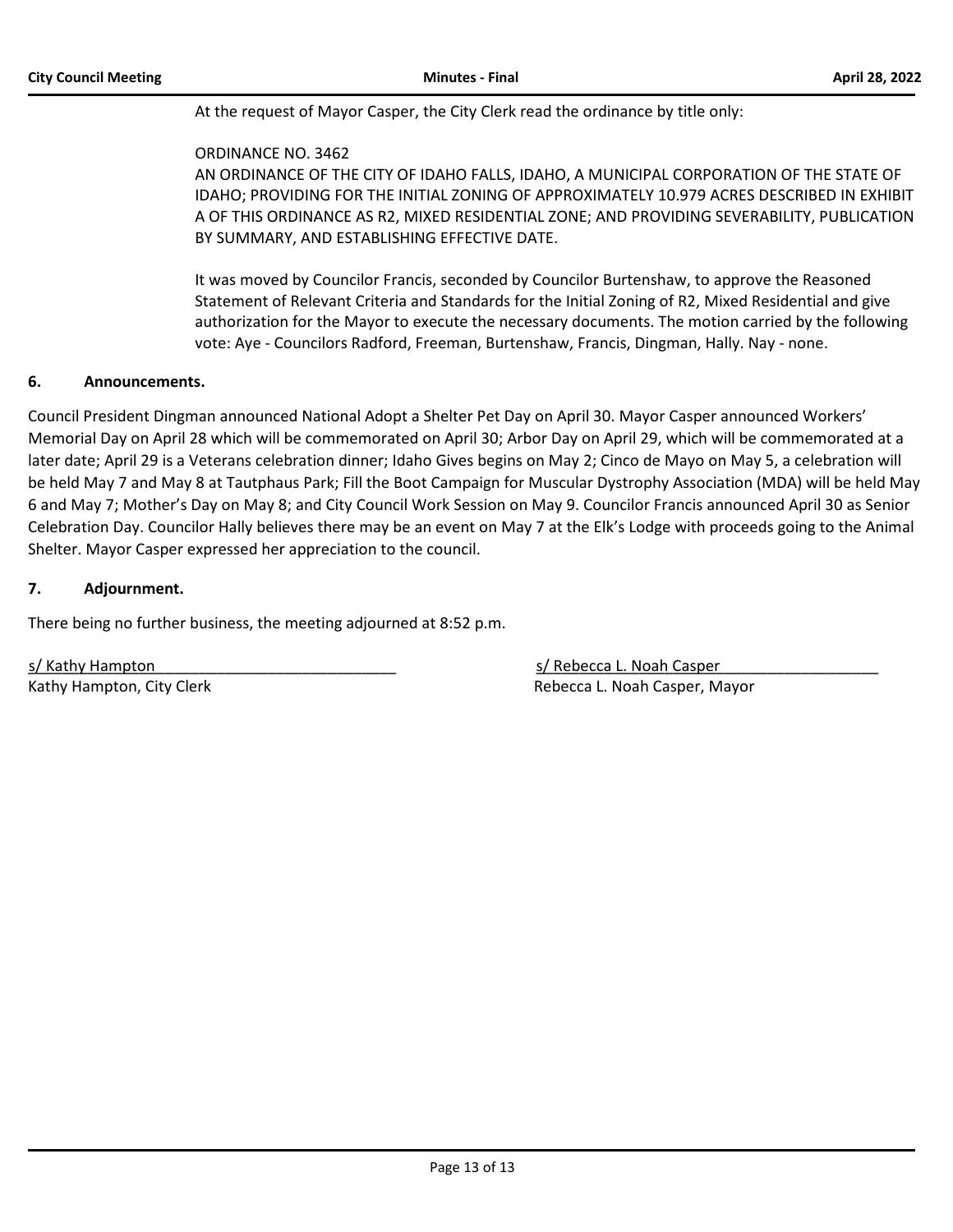At the request of Mayor Casper, the City Clerk read the ordinance by title only:

ORDINANCE NO. 3462
AN ORDINANCE OF THE CITY OF IDAHO FALLS, IDAHO, A MUNICIPAL CORPORATION OF THE STATE OF IDAHO; PROVIDING FOR THE INITIAL ZONING OF APPROXIMATELY 10.979 ACRES DESCRIBED IN EXHIBIT A OF THIS ORDINANCE AS R2, MIXED RESIDENTIAL ZONE; AND PROVIDING SEVERABILITY, PUBLICATION BY SUMMARY, AND ESTABLISHING EFFECTIVE DATE.

It was moved by Councilor Francis, seconded by Councilor Burtenshaw, to approve the Reasoned Statement of Relevant Criteria and Standards for the Initial Zoning of R2, Mixed Residential and give authorization for the Mayor to execute the necessary documents. The motion carried by the following vote: Aye - Councilors Radford, Freeman, Burtenshaw, Francis, Dingman, Hally. Nay - none.

## 6. Announcements.

Council President Dingman announced National Adopt a Shelter Pet Day on April 30. Mayor Casper announced Workers' Memorial Day on April 28 which will be commemorated on April 30; Arbor Day on April 29, which will be commemorated at a later date; April 29 is a Veterans celebration dinner; Idaho Gives begins on May 2; Cinco de Mayo on May 5, a celebration will be held May 7 and May 8 at Tautphaus Park; Fill the Boot Campaign for Muscular Dystrophy Association (MDA) will be held May 6 and May 7; Mother's Day on May 8; and City Council Work Session on May 9. Councilor Francis announced April 30 as Senior Celebration Day. Councilor Hally believes there may be an event on May 7 at the Elk's Lodge with proceeds going to the Animal Shelter. Mayor Casper expressed her appreciation to the council.

## 7. Adjournment.

There being no further business, the meeting adjourned at 8:52 p.m.

s/ Kathy Hampton
Kathy Hampton, City Clerk

s/ Rebecca L. Noah Casper
Rebecca L. Noah Casper, Mayor